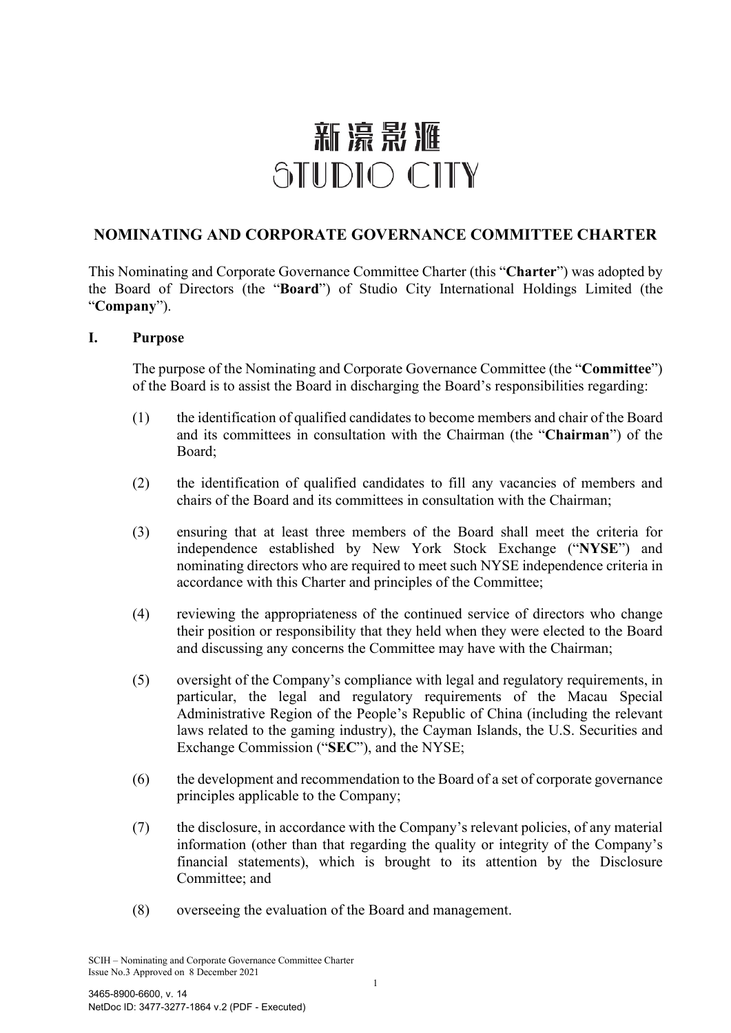新濠影滙
STUDIO CITY

## NOMINATING AND CORPORATE GOVERNANCE COMMITTEE CHARTER

This Nominating and Corporate Governance Committee Charter (this "**Charter**") was adopted by the Board of Directors (the "**Board**") of Studio City International Holdings Limited (the "**Company**").

### I. Purpose

The purpose of the Nominating and Corporate Governance Committee (the "**Committee**") of the Board is to assist the Board in discharging the Board's responsibilities regarding:

(1) the identification of qualified candidates to become members and chair of the Board and its committees in consultation with the Chairman (the "**Chairman**") of the Board;

(2) the identification of qualified candidates to fill any vacancies of members and chairs of the Board and its committees in consultation with the Chairman;

(3) ensuring that at least three members of the Board shall meet the criteria for independence established by New York Stock Exchange ("**NYSE**") and nominating directors who are required to meet such NYSE independence criteria in accordance with this Charter and principles of the Committee;

(4) reviewing the appropriateness of the continued service of directors who change their position or responsibility that they held when they were elected to the Board and discussing any concerns the Committee may have with the Chairman;

(5) oversight of the Company's compliance with legal and regulatory requirements, in particular, the legal and regulatory requirements of the Macau Special Administrative Region of the People's Republic of China (including the relevant laws related to the gaming industry), the Cayman Islands, the U.S. Securities and Exchange Commission ("**SEC**"), and the NYSE;

(6) the development and recommendation to the Board of a set of corporate governance principles applicable to the Company;

(7) the disclosure, in accordance with the Company's relevant policies, of any material information (other than that regarding the quality or integrity of the Company's financial statements), which is brought to its attention by the Disclosure Committee; and

(8) overseeing the evaluation of the Board and management.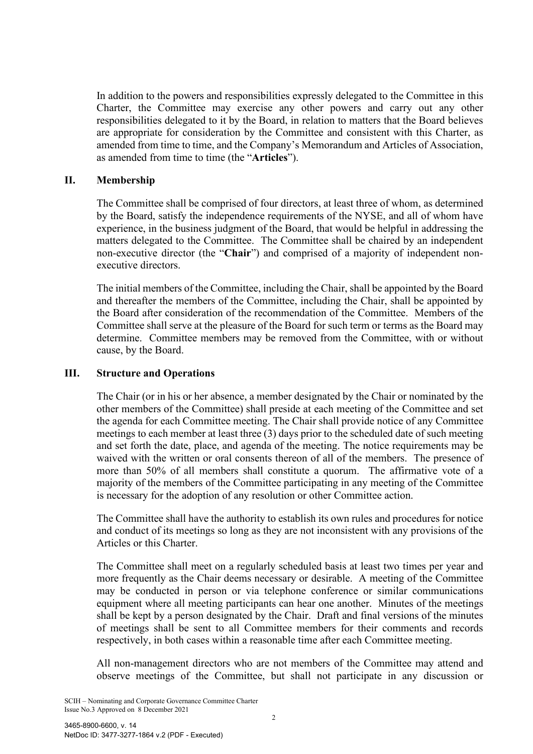In addition to the powers and responsibilities expressly delegated to the Committee in this Charter, the Committee may exercise any other powers and carry out any other responsibilities delegated to it by the Board, in relation to matters that the Board believes are appropriate for consideration by the Committee and consistent with this Charter, as amended from time to time, and the Company's Memorandum and Articles of Association, as amended from time to time (the "**Articles**").

## II. Membership

The Committee shall be comprised of four directors, at least three of whom, as determined by the Board, satisfy the independence requirements of the NYSE, and all of whom have experience, in the business judgment of the Board, that would be helpful in addressing the matters delegated to the Committee. The Committee shall be chaired by an independent non-executive director (the "**Chair**") and comprised of a majority of independent non-executive directors.

The initial members of the Committee, including the Chair, shall be appointed by the Board and thereafter the members of the Committee, including the Chair, shall be appointed by the Board after consideration of the recommendation of the Committee. Members of the Committee shall serve at the pleasure of the Board for such term or terms as the Board may determine. Committee members may be removed from the Committee, with or without cause, by the Board.

## III. Structure and Operations

The Chair (or in his or her absence, a member designated by the Chair or nominated by the other members of the Committee) shall preside at each meeting of the Committee and set the agenda for each Committee meeting. The Chair shall provide notice of any Committee meetings to each member at least three (3) days prior to the scheduled date of such meeting and set forth the date, place, and agenda of the meeting. The notice requirements may be waived with the written or oral consents thereon of all of the members. The presence of more than 50% of all members shall constitute a quorum. The affirmative vote of a majority of the members of the Committee participating in any meeting of the Committee is necessary for the adoption of any resolution or other Committee action.

The Committee shall have the authority to establish its own rules and procedures for notice and conduct of its meetings so long as they are not inconsistent with any provisions of the Articles or this Charter.

The Committee shall meet on a regularly scheduled basis at least two times per year and more frequently as the Chair deems necessary or desirable. A meeting of the Committee may be conducted in person or via telephone conference or similar communications equipment where all meeting participants can hear one another. Minutes of the meetings shall be kept by a person designated by the Chair. Draft and final versions of the minutes of meetings shall be sent to all Committee members for their comments and records respectively, in both cases within a reasonable time after each Committee meeting.

All non-management directors who are not members of the Committee may attend and observe meetings of the Committee, but shall not participate in any discussion or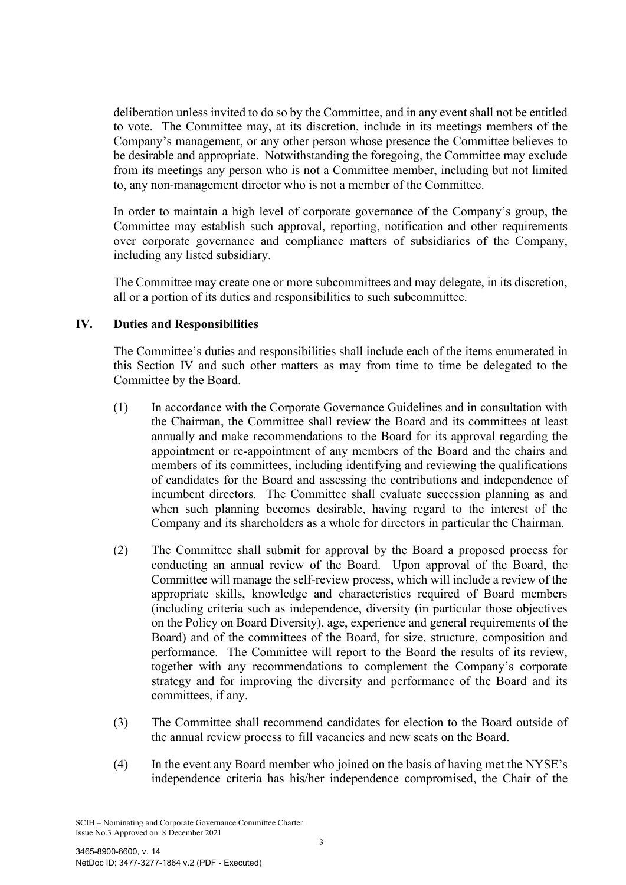deliberation unless invited to do so by the Committee, and in any event shall not be entitled to vote. The Committee may, at its discretion, include in its meetings members of the Company's management, or any other person whose presence the Committee believes to be desirable and appropriate. Notwithstanding the foregoing, the Committee may exclude from its meetings any person who is not a Committee member, including but not limited to, any non-management director who is not a member of the Committee.

In order to maintain a high level of corporate governance of the Company's group, the Committee may establish such approval, reporting, notification and other requirements over corporate governance and compliance matters of subsidiaries of the Company, including any listed subsidiary.

The Committee may create one or more subcommittees and may delegate, in its discretion, all or a portion of its duties and responsibilities to such subcommittee.

## IV. Duties and Responsibilities

The Committee's duties and responsibilities shall include each of the items enumerated in this Section IV and such other matters as may from time to time be delegated to the Committee by the Board.

(1) In accordance with the Corporate Governance Guidelines and in consultation with the Chairman, the Committee shall review the Board and its committees at least annually and make recommendations to the Board for its approval regarding the appointment or re-appointment of any members of the Board and the chairs and members of its committees, including identifying and reviewing the qualifications of candidates for the Board and assessing the contributions and independence of incumbent directors. The Committee shall evaluate succession planning as and when such planning becomes desirable, having regard to the interest of the Company and its shareholders as a whole for directors in particular the Chairman.

(2) The Committee shall submit for approval by the Board a proposed process for conducting an annual review of the Board. Upon approval of the Board, the Committee will manage the self-review process, which will include a review of the appropriate skills, knowledge and characteristics required of Board members (including criteria such as independence, diversity (in particular those objectives on the Policy on Board Diversity), age, experience and general requirements of the Board) and of the committees of the Board, for size, structure, composition and performance. The Committee will report to the Board the results of its review, together with any recommendations to complement the Company's corporate strategy and for improving the diversity and performance of the Board and its committees, if any.

(3) The Committee shall recommend candidates for election to the Board outside of the annual review process to fill vacancies and new seats on the Board.

(4) In the event any Board member who joined on the basis of having met the NYSE's independence criteria has his/her independence compromised, the Chair of the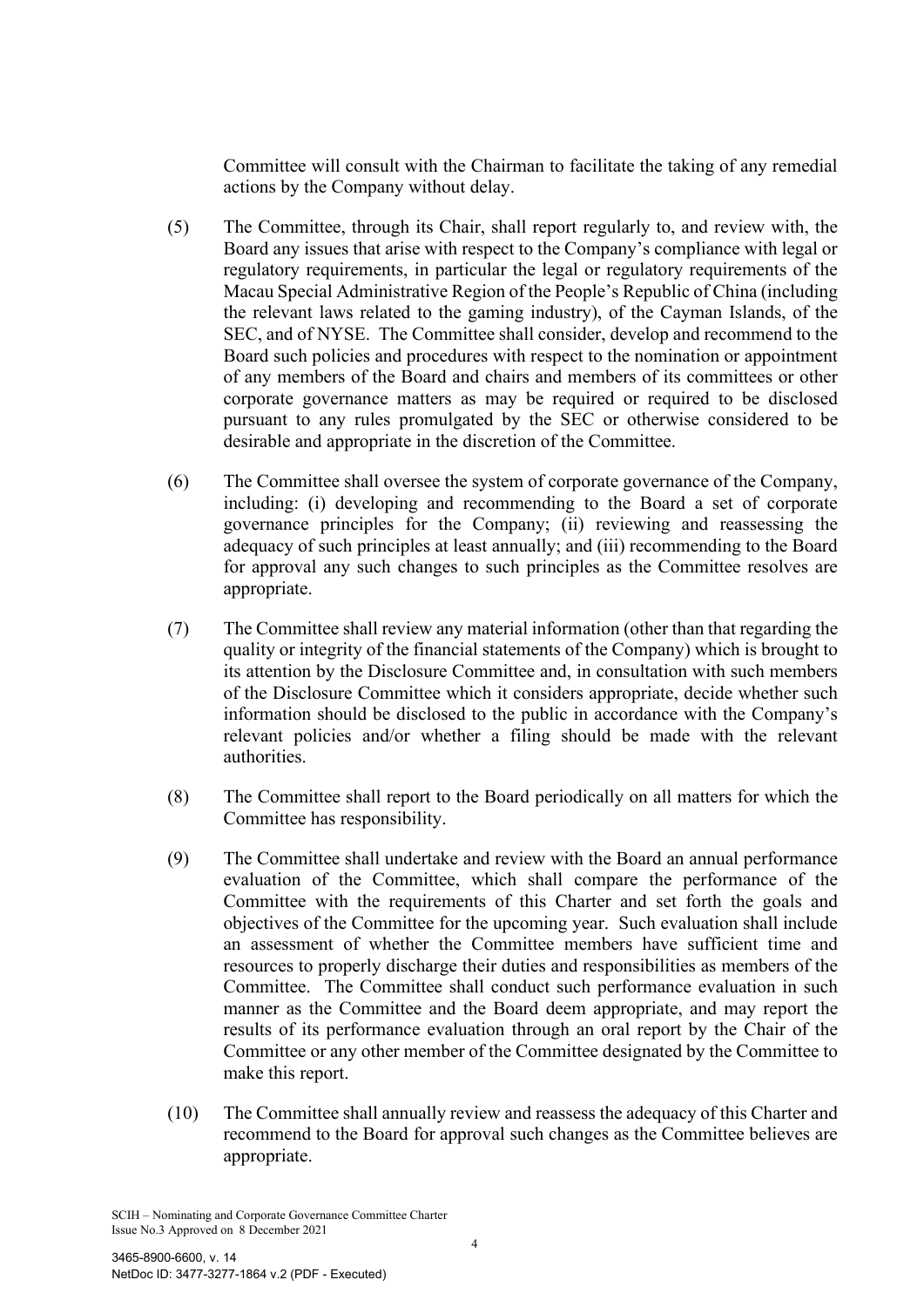Committee will consult with the Chairman to facilitate the taking of any remedial actions by the Company without delay.

(5) The Committee, through its Chair, shall report regularly to, and review with, the Board any issues that arise with respect to the Company's compliance with legal or regulatory requirements, in particular the legal or regulatory requirements of the Macau Special Administrative Region of the People's Republic of China (including the relevant laws related to the gaming industry), of the Cayman Islands, of the SEC, and of NYSE. The Committee shall consider, develop and recommend to the Board such policies and procedures with respect to the nomination or appointment of any members of the Board and chairs and members of its committees or other corporate governance matters as may be required or required to be disclosed pursuant to any rules promulgated by the SEC or otherwise considered to be desirable and appropriate in the discretion of the Committee.

(6) The Committee shall oversee the system of corporate governance of the Company, including: (i) developing and recommending to the Board a set of corporate governance principles for the Company; (ii) reviewing and reassessing the adequacy of such principles at least annually; and (iii) recommending to the Board for approval any such changes to such principles as the Committee resolves are appropriate.

(7) The Committee shall review any material information (other than that regarding the quality or integrity of the financial statements of the Company) which is brought to its attention by the Disclosure Committee and, in consultation with such members of the Disclosure Committee which it considers appropriate, decide whether such information should be disclosed to the public in accordance with the Company's relevant policies and/or whether a filing should be made with the relevant authorities.

(8) The Committee shall report to the Board periodically on all matters for which the Committee has responsibility.

(9) The Committee shall undertake and review with the Board an annual performance evaluation of the Committee, which shall compare the performance of the Committee with the requirements of this Charter and set forth the goals and objectives of the Committee for the upcoming year. Such evaluation shall include an assessment of whether the Committee members have sufficient time and resources to properly discharge their duties and responsibilities as members of the Committee. The Committee shall conduct such performance evaluation in such manner as the Committee and the Board deem appropriate, and may report the results of its performance evaluation through an oral report by the Chair of the Committee or any other member of the Committee designated by the Committee to make this report.

(10) The Committee shall annually review and reassess the adequacy of this Charter and recommend to the Board for approval such changes as the Committee believes are appropriate.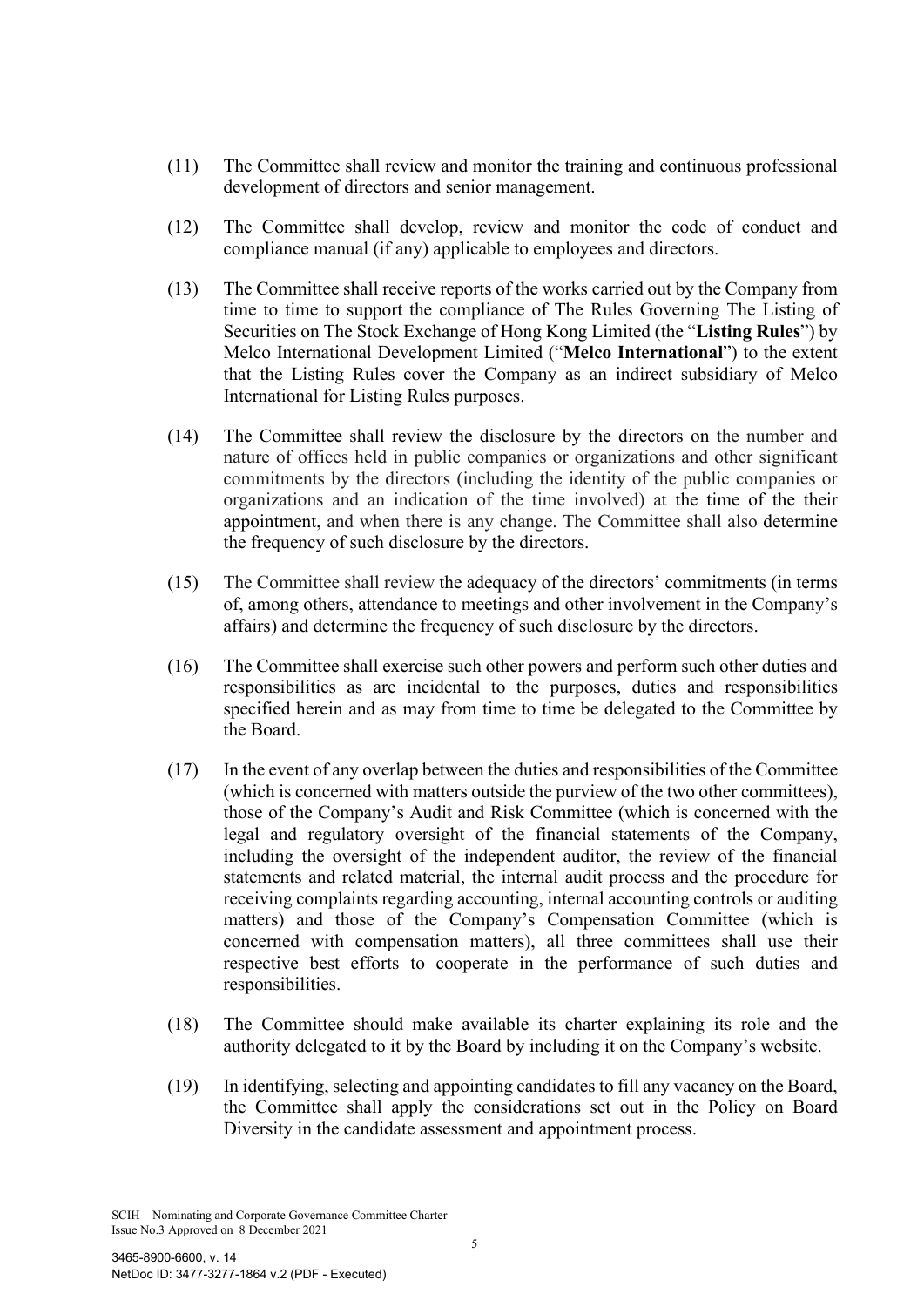(11) The Committee shall review and monitor the training and continuous professional development of directors and senior management.

(12) The Committee shall develop, review and monitor the code of conduct and compliance manual (if any) applicable to employees and directors.

(13) The Committee shall receive reports of the works carried out by the Company from time to time to support the compliance of The Rules Governing The Listing of Securities on The Stock Exchange of Hong Kong Limited (the "**Listing Rules**") by Melco International Development Limited ("**Melco International**") to the extent that the Listing Rules cover the Company as an indirect subsidiary of Melco International for Listing Rules purposes.

(14) The Committee shall review the disclosure by the directors on the number and nature of offices held in public companies or organizations and other significant commitments by the directors (including the identity of the public companies or organizations and an indication of the time involved) at the time of the their appointment, and when there is any change. The Committee shall also determine the frequency of such disclosure by the directors.

(15) The Committee shall review the adequacy of the directors' commitments (in terms of, among others, attendance to meetings and other involvement in the Company's affairs) and determine the frequency of such disclosure by the directors.

(16) The Committee shall exercise such other powers and perform such other duties and responsibilities as are incidental to the purposes, duties and responsibilities specified herein and as may from time to time be delegated to the Committee by the Board.

(17) In the event of any overlap between the duties and responsibilities of the Committee (which is concerned with matters outside the purview of the two other committees), those of the Company's Audit and Risk Committee (which is concerned with the legal and regulatory oversight of the financial statements of the Company, including the oversight of the independent auditor, the review of the financial statements and related material, the internal audit process and the procedure for receiving complaints regarding accounting, internal accounting controls or auditing matters) and those of the Company's Compensation Committee (which is concerned with compensation matters), all three committees shall use their respective best efforts to cooperate in the performance of such duties and responsibilities.

(18) The Committee should make available its charter explaining its role and the authority delegated to it by the Board by including it on the Company's website.

(19) In identifying, selecting and appointing candidates to fill any vacancy on the Board, the Committee shall apply the considerations set out in the Policy on Board Diversity in the candidate assessment and appointment process.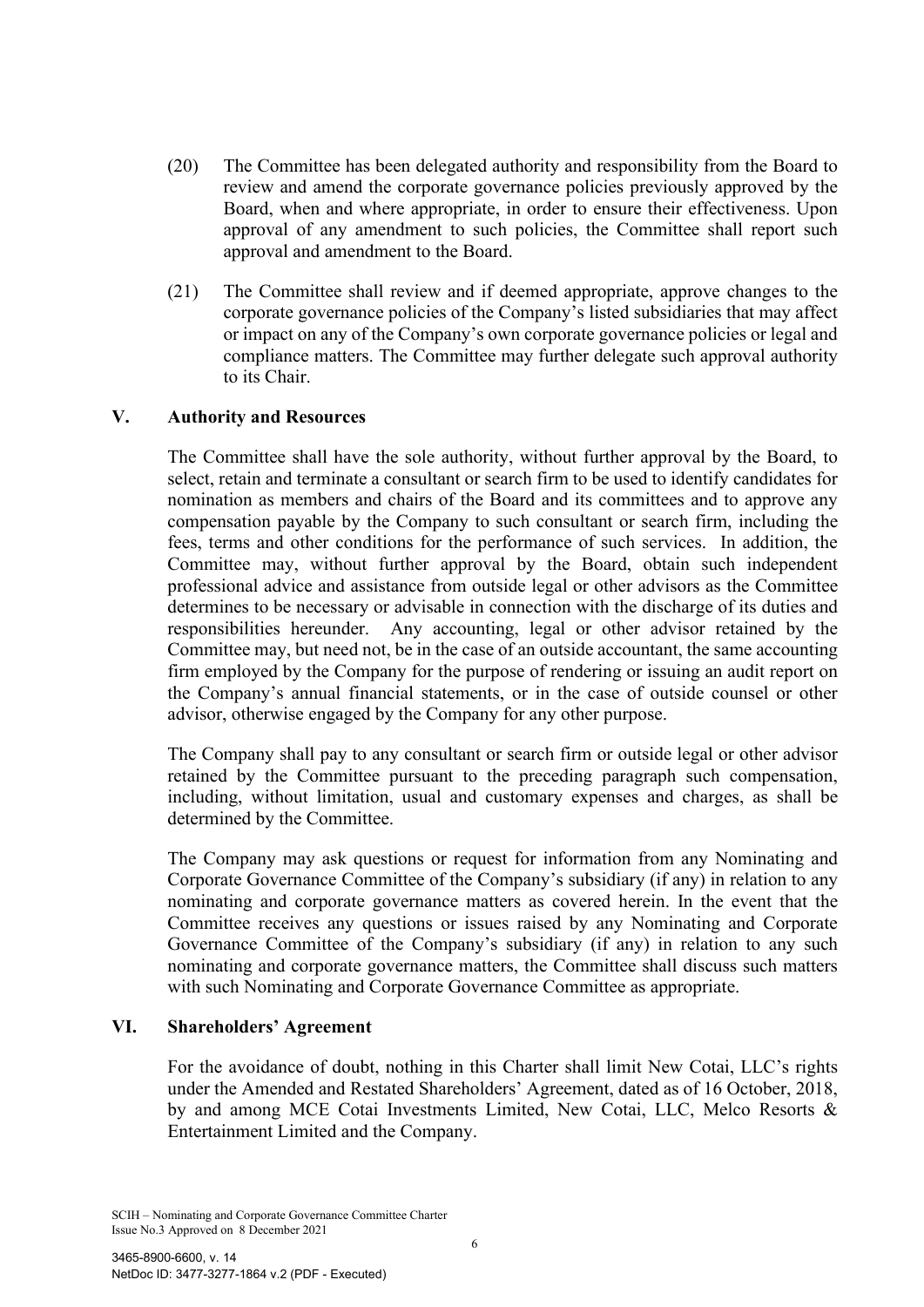(20) The Committee has been delegated authority and responsibility from the Board to review and amend the corporate governance policies previously approved by the Board, when and where appropriate, in order to ensure their effectiveness. Upon approval of any amendment to such policies, the Committee shall report such approval and amendment to the Board.

(21) The Committee shall review and if deemed appropriate, approve changes to the corporate governance policies of the Company's listed subsidiaries that may affect or impact on any of the Company's own corporate governance policies or legal and compliance matters. The Committee may further delegate such approval authority to its Chair.

## V. Authority and Resources

The Committee shall have the sole authority, without further approval by the Board, to select, retain and terminate a consultant or search firm to be used to identify candidates for nomination as members and chairs of the Board and its committees and to approve any compensation payable by the Company to such consultant or search firm, including the fees, terms and other conditions for the performance of such services. In addition, the Committee may, without further approval by the Board, obtain such independent professional advice and assistance from outside legal or other advisors as the Committee determines to be necessary or advisable in connection with the discharge of its duties and responsibilities hereunder. Any accounting, legal or other advisor retained by the Committee may, but need not, be in the case of an outside accountant, the same accounting firm employed by the Company for the purpose of rendering or issuing an audit report on the Company's annual financial statements, or in the case of outside counsel or other advisor, otherwise engaged by the Company for any other purpose.

The Company shall pay to any consultant or search firm or outside legal or other advisor retained by the Committee pursuant to the preceding paragraph such compensation, including, without limitation, usual and customary expenses and charges, as shall be determined by the Committee.

The Company may ask questions or request for information from any Nominating and Corporate Governance Committee of the Company's subsidiary (if any) in relation to any nominating and corporate governance matters as covered herein. In the event that the Committee receives any questions or issues raised by any Nominating and Corporate Governance Committee of the Company's subsidiary (if any) in relation to any such nominating and corporate governance matters, the Committee shall discuss such matters with such Nominating and Corporate Governance Committee as appropriate.

## VI. Shareholders' Agreement

For the avoidance of doubt, nothing in this Charter shall limit New Cotai, LLC's rights under the Amended and Restated Shareholders' Agreement, dated as of 16 October, 2018, by and among MCE Cotai Investments Limited, New Cotai, LLC, Melco Resorts & Entertainment Limited and the Company.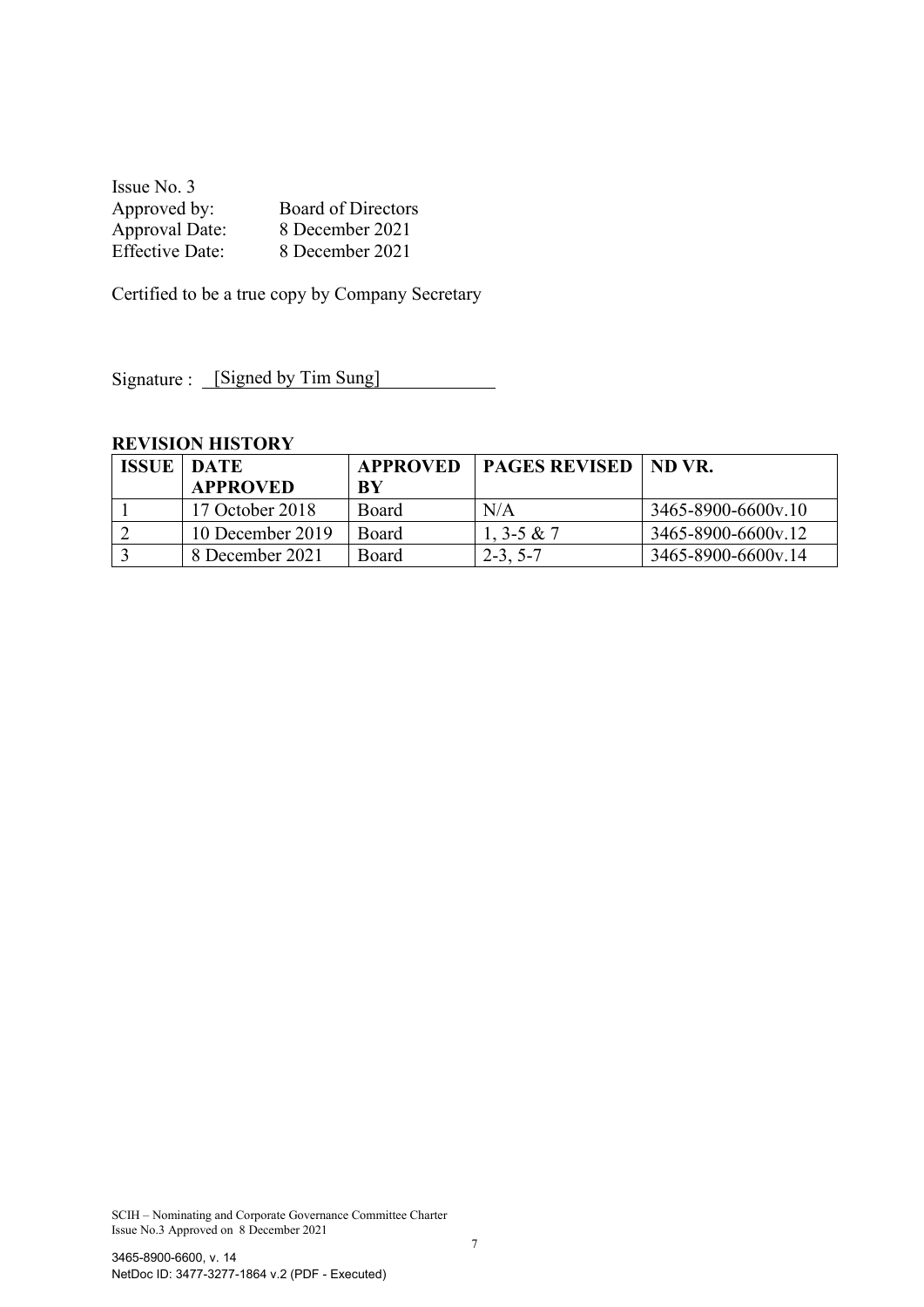Issue No. 3
Approved by: Board of Directors
Approval Date: 8 December 2021
Effective Date: 8 December 2021

Certified to be a true copy by Company Secretary

Signature : [Signed by Tim Sung]

**REVISION HISTORY**

| ISSUE | DATE APPROVED | APPROVED BY | PAGES REVISED | ND VR. |
|---|---|---|---|---|
| 1 | 17 October 2018 | Board | N/A | 3465-8900-6600v.10 |
| 2 | 10 December 2019 | Board | 1, 3-5 & 7 | 3465-8900-6600v.12 |
| 3 | 8 December 2021 | Board | 2-3, 5-7 | 3465-8900-6600v.14 |